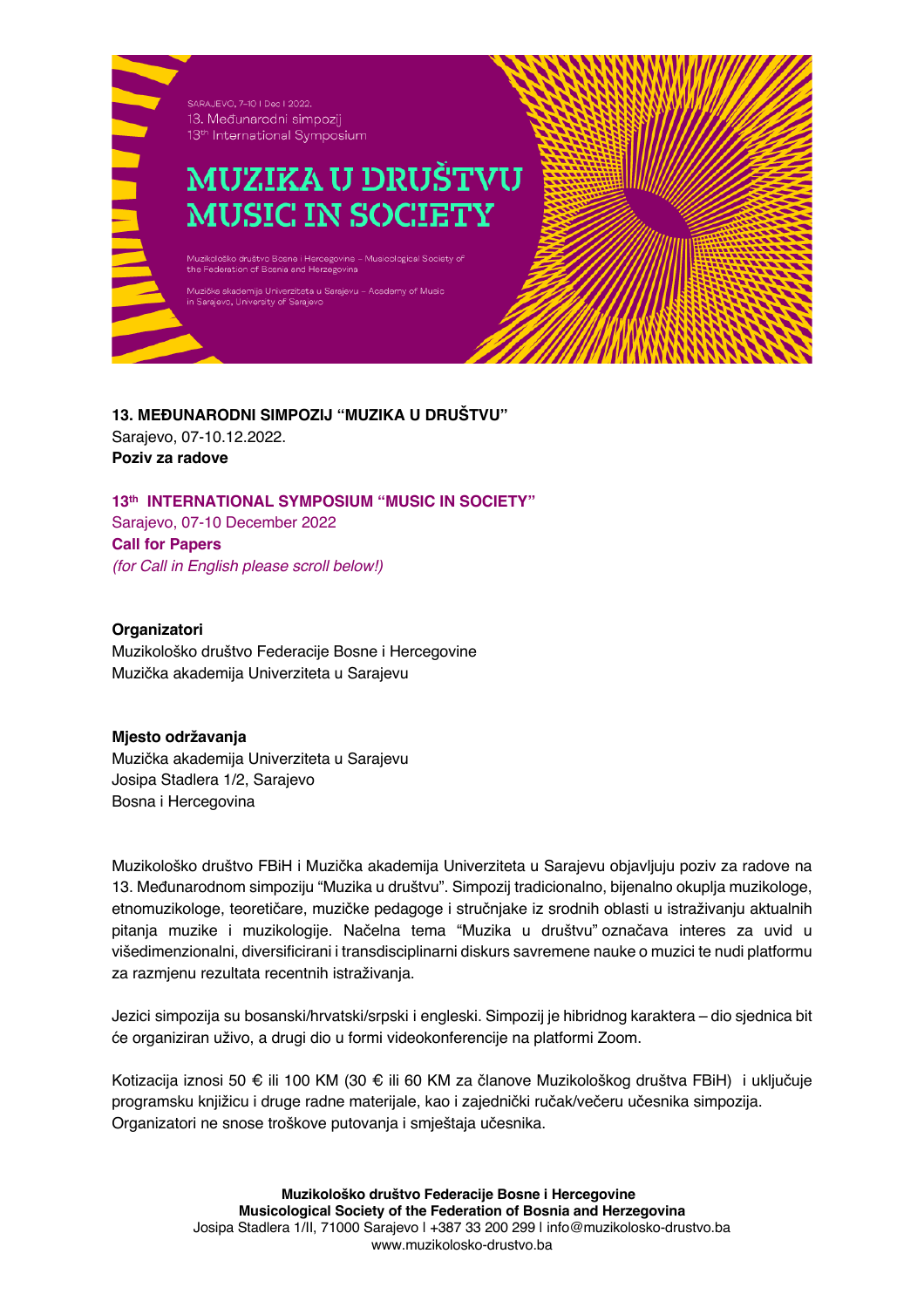**13. MEĐUNARODNI SIMPOZIJ "MUZIKA U DRUŠTVU"**
Sarajevo, 07-10.12.2022.
**Poziv za radove**

**13th INTERNATIONAL SYMPOSIUM "MUSIC IN SOCIETY"**
Sarajevo, 07-10 December 2022
**Call for Papers**
*(for Call in English please scroll below!)*

**Organizatori**
Muzikološko društvo Federacije Bosne i Hercegovine
Muzička akademija Univerziteta u Sarajevu

**Mjesto održavanja**
Muzička akademija Univerziteta u Sarajevu
Josipa Stadlera 1/2, Sarajevo
Bosna i Hercegovina

Muzikološko društvo FBiH i Muzička akademija Univerziteta u Sarajevu objavljuju poziv za radove na 13. Međunarodnom simpoziju "Muzika u društvu". Simpozij tradicionalno, bijenalno okuplja muzikologe, etnomuzikologe, teoretičare, muzičke pedagoge i stručnjake iz srodnih oblasti u istraživanju aktualnih pitanja muzike i muzikologije. Načelna tema "Muzika u društvu" označava interes za uvid u višedimenzionalni, diversificirani i transdisciplinarni diskurs savremene nauke o muzici te nudi platformu za razmjenu rezultata recentnih istraživanja.

Jezici simpozija su bosanski/hrvatski/srpski i engleski. Simpozij je hibridnog karaktera – dio sjednica bit će organiziran uživo, a drugi dio u formi videokonferencije na platformi Zoom.

Kotizacija iznosi 50 € ili 100 KM (30 € ili 60 KM za članove Muzikološkog društva FBiH) i uključuje programsku knjižicu i druge radne materijale, kao i zajednički ručak/večeru učesnika simpozija. Organizatori ne snose troškove putovanja i smještaja učesnika.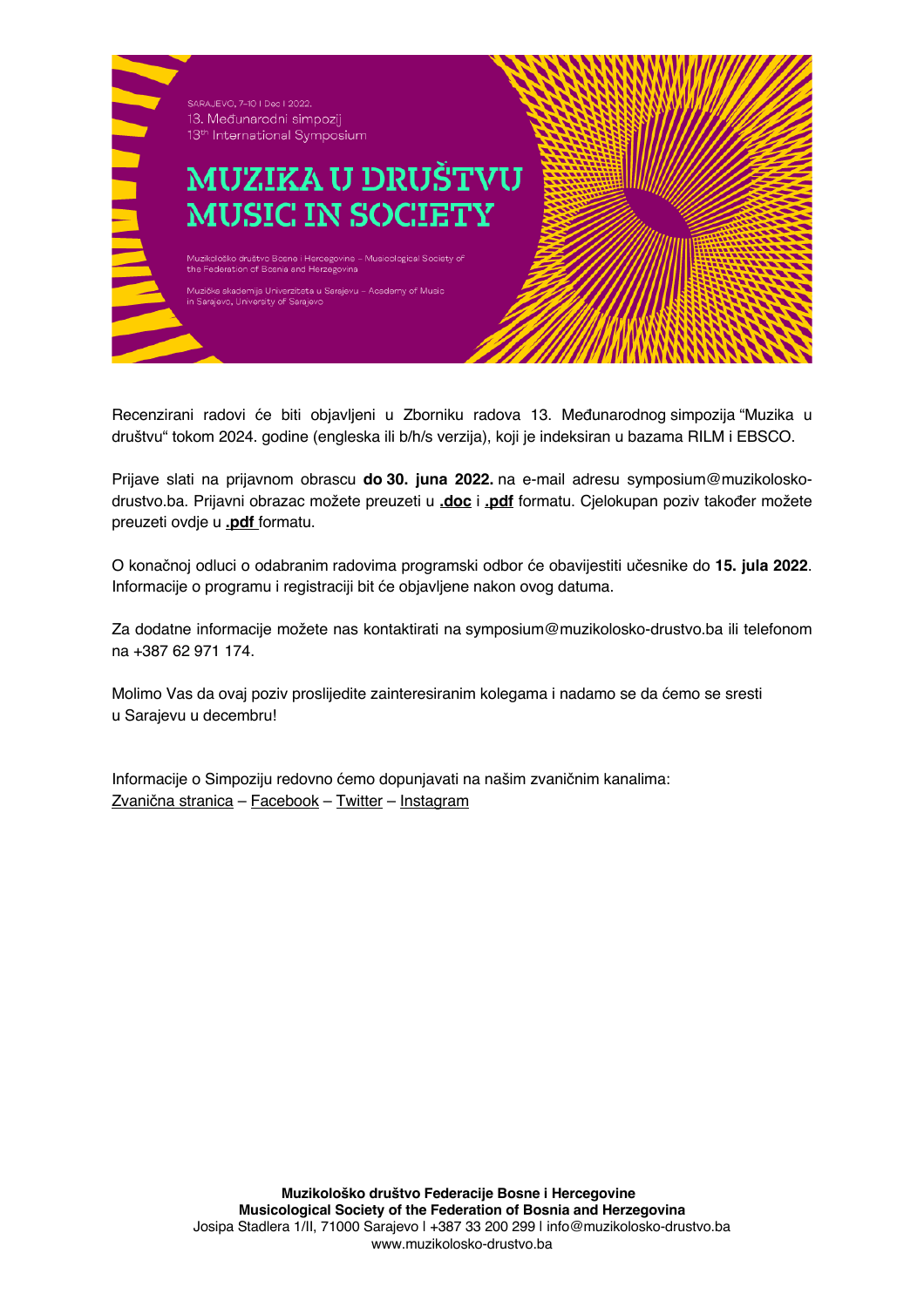SARAJEVO, 7–10 I Dec I 2022.
13. Međunarodni simpozij
13th International Symposium

# MUZIKA U DRUŠTVU
# MUSIC IN SOCIETY

Muzikološko društvo Bosne i Hercegovine – Musicological Society of the Federation of Bosnia and Herzegovina

Muzička akademija Univerziteta u Sarajevu – Academy of Music in Sarajevo, University of Sarajevo

Recenzirani radovi će biti objavljeni u Zborniku radova 13. Međunarodnog simpozija "Muzika u društvu" tokom 2024. godine (engleska ili b/h/s verzija), koji je indeksiran u bazama RILM i EBSCO.

Prijave slati na prijavnom obrascu **do 30. juna 2022.** na e-mail adresu symposium@muzikolosko-drustvo.ba. Prijavni obrazac možete preuzeti u **.doc** i **.pdf** formatu. Cjelokupan poziv također možete preuzeti ovdje u **.pdf** formatu.

O konačnoj odluci o odabranim radovima programski odbor će obavijestiti učesnike do **15. jula 2022**. Informacije o programu i registraciji bit će objavljene nakon ovog datuma.

Za dodatne informacije možete nas kontaktirati na symposium@muzikolosko-drustvo.ba ili telefonom na +387 62 971 174.

Molimo Vas da ovaj poziv proslijedite zainteresiranim kolegama i nadamo se da ćemo se sresti u Sarajevu u decembru!

Informacije o Simpoziju redovno ćemo dopunjavati na našim zvaničnim kanalima:
Zvanična stranica – Facebook – Twitter – Instagram

**Muzikološko društvo Federacije Bosne i Hercegovine**
**Musicological Society of the Federation of Bosnia and Herzegovina**
Josipa Stadlera 1/II, 71000 Sarajevo | +387 33 200 299 | info@muzikolosko-drustvo.ba
www.muzikolosko-drustvo.ba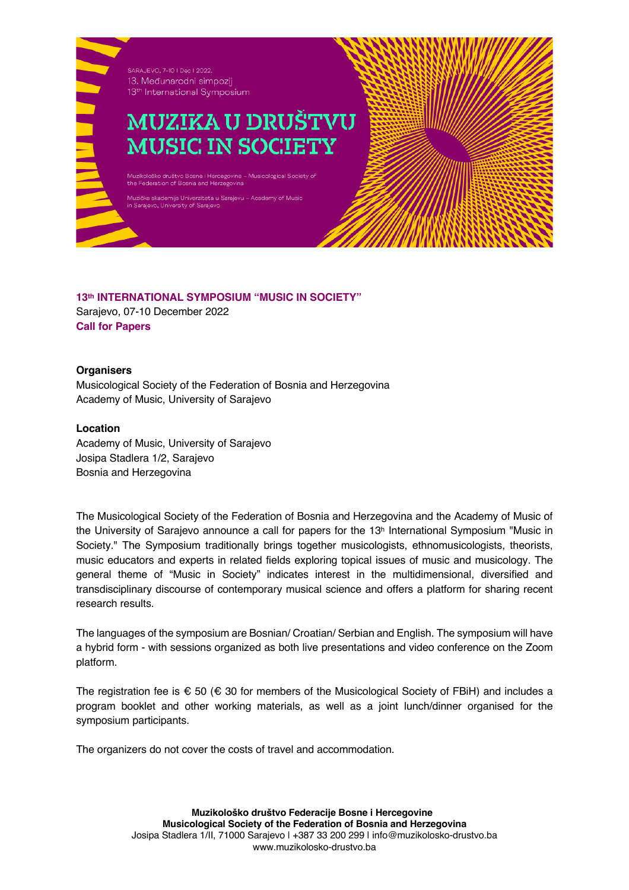SARAJEVO, 7–10 | Dec | 2022.
13. Međunarodni simpozij
13th International Symposium

# MUZIKA U DRUŠTVU
# MUSIC IN SOCIETY

Muzikološko društvo Bosne i Hercegovine – Musicological Society of the Federation of Bosnia and Herzegovina

Muzička akademija Univerziteta u Sarajevu – Academy of Music in Sarajevo, University of Sarajevo

**13th INTERNATIONAL SYMPOSIUM "MUSIC IN SOCIETY"**
Sarajevo, 07-10 December 2022
**Call for Papers**

**Organisers**
Musicological Society of the Federation of Bosnia and Herzegovina
Academy of Music, University of Sarajevo

**Location**
Academy of Music, University of Sarajevo
Josipa Stadlera 1/2, Sarajevo
Bosnia and Herzegovina

The Musicological Society of the Federation of Bosnia and Herzegovina and the Academy of Music of the University of Sarajevo announce a call for papers for the 13th International Symposium "Music in Society." The Symposium traditionally brings together musicologists, ethnomusicologists, theorists, music educators and experts in related fields exploring topical issues of music and musicology. The general theme of "Music in Society" indicates interest in the multidimensional, diversified and transdisciplinary discourse of contemporary musical science and offers a platform for sharing recent research results.

The languages of the symposium are Bosnian/ Croatian/ Serbian and English. The symposium will have a hybrid form - with sessions organized as both live presentations and video conference on the Zoom platform.

The registration fee is € 50 (€ 30 for members of the Musicological Society of FBiH) and includes a program booklet and other working materials, as well as a joint lunch/dinner organised for the symposium participants.

The organizers do not cover the costs of travel and accommodation.

**Muzikološko društvo Federacije Bosne i Hercegovine**
**Musicological Society of the Federation of Bosnia and Herzegovina**
Josipa Stadlera 1/II, 71000 Sarajevo | +387 33 200 299 | info@muzikolosko-drustvo.ba
www.muzikolosko-drustvo.ba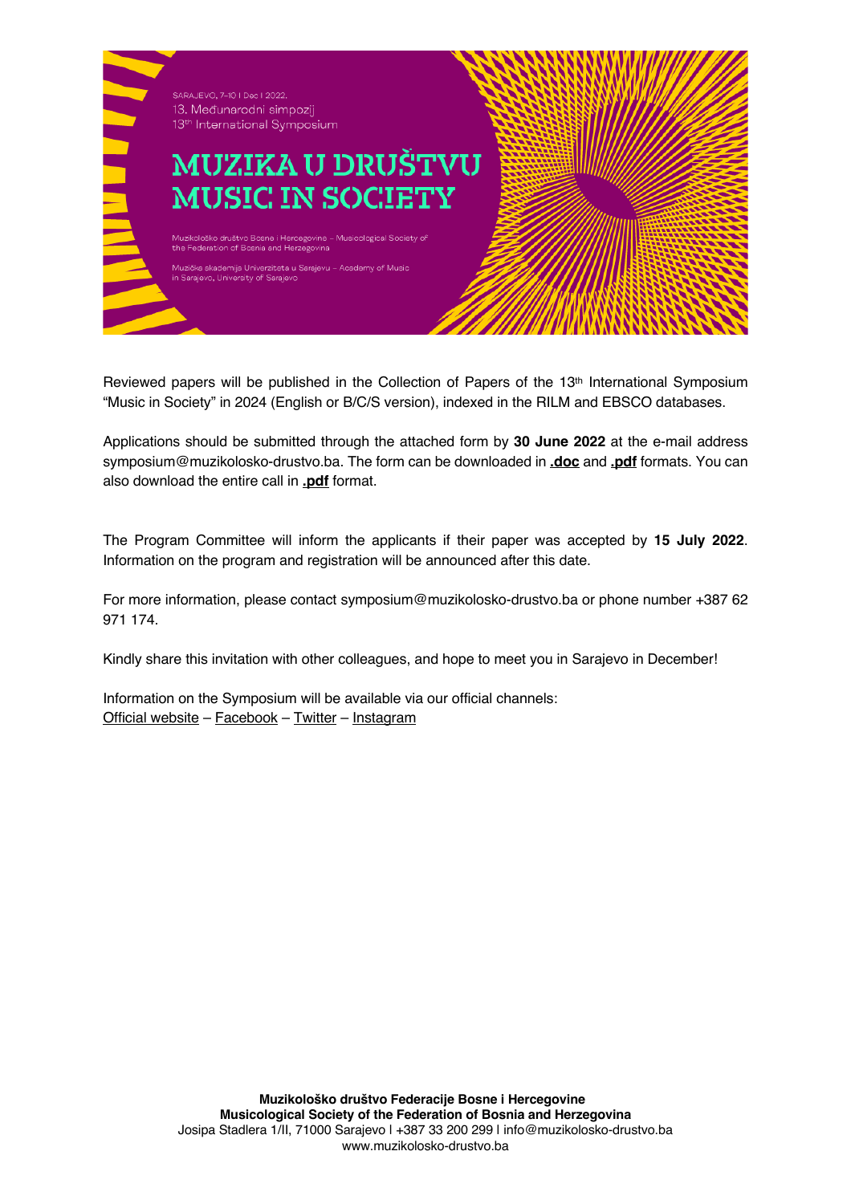Reviewed papers will be published in the Collection of Papers of the 13th International Symposium "Music in Society" in 2024 (English or B/C/S version), indexed in the RILM and EBSCO databases.

Applications should be submitted through the attached form by **30 June 2022** at the e-mail address symposium@muzikolosko-drustvo.ba. The form can be downloaded in **.doc** and **.pdf** formats. You can also download the entire call in **.pdf** format.

The Program Committee will inform the applicants if their paper was accepted by **15 July 2022**. Information on the program and registration will be announced after this date.

For more information, please contact symposium@muzikolosko-drustvo.ba or phone number +387 62 971 174.

Kindly share this invitation with other colleagues, and hope to meet you in Sarajevo in December!

Information on the Symposium will be available via our official channels:
Official website – Facebook – Twitter – Instagram